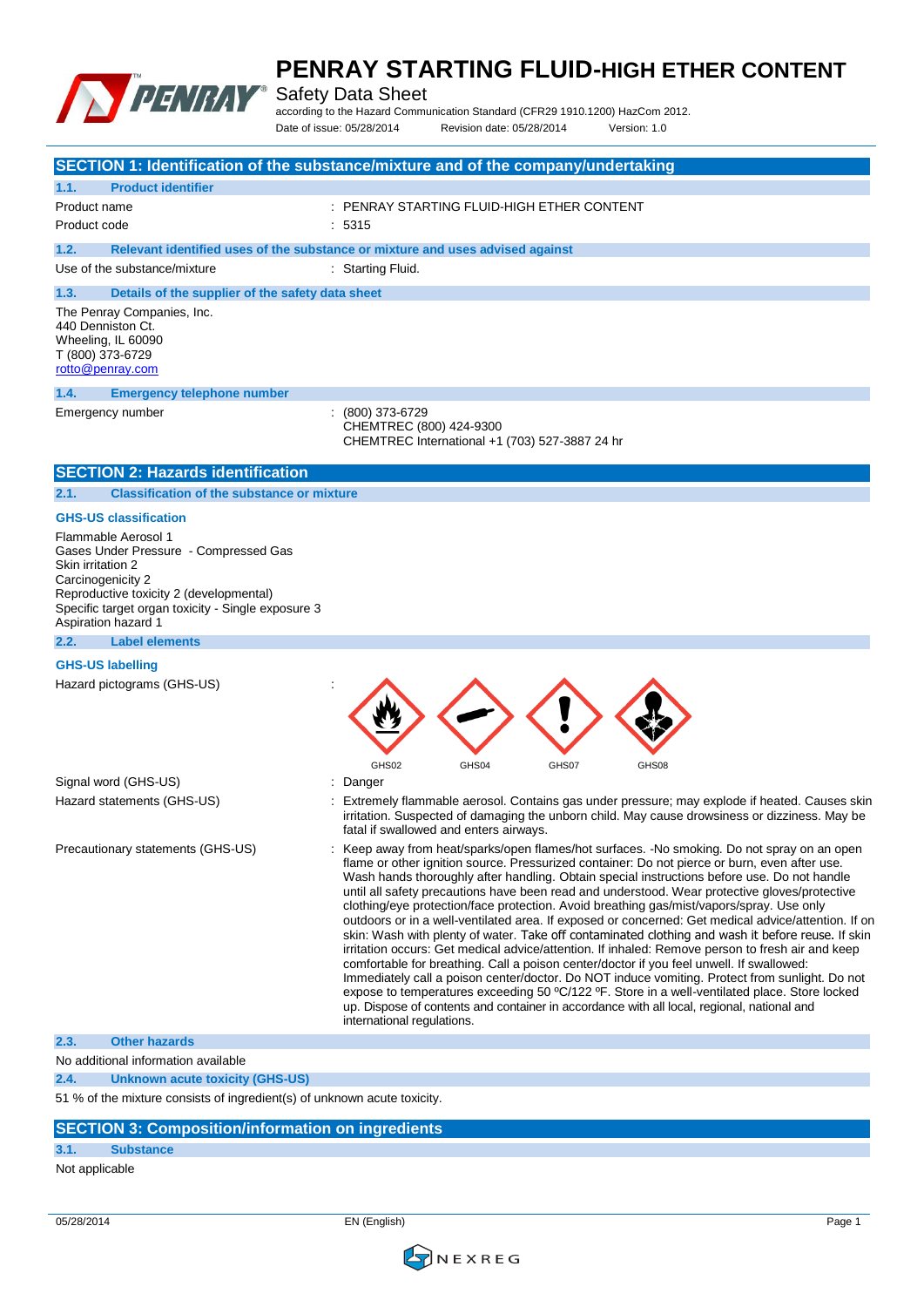# PENRAY STARTING FLUID-HIGH ETHER CONTENT

Safety Data Sheet

according to the Hazard Communication Standard (CFR29 1910.1200) HazCom 2012.

Date of issue: 05/28/2014 Revision date: 05/28/2014 Version: 1.0

## SECTION 1: Identification of the substance/mixture and of the company/undertaking

### 1.1. Product identifier

Product name : PENRAY STARTING FLUID-HIGH ETHER CONTENT

Product code : 5315

### 1.2. Relevant identified uses of the substance or mixture and uses advised against

Use of the substance/mixture : Starting Fluid.

### 1.3. Details of the supplier of the safety data sheet

The Penray Companies, Inc.
440 Denniston Ct.
Wheeling, IL 60090
T (800) 373-6729
rotto@penray.com

### 1.4. Emergency telephone number

Emergency number : (800) 373-6729
CHEMTREC (800) 424-9300
CHEMTREC International +1 (703) 527-3887 24 hr

## SECTION 2: Hazards identification

### 2.1. Classification of the substance or mixture

**GHS-US classification**

Flammable Aerosol 1
Gases Under Pressure - Compressed Gas
Skin irritation 2
Carcinogenicity 2
Reproductive toxicity 2 (developmental)
Specific target organ toxicity - Single exposure 3
Aspiration hazard 1

### 2.2. Label elements

**GHS-US labelling**

Hazard pictograms (GHS-US) : GHS02 GHS04 GHS07 GHS08

Signal word (GHS-US) : Danger

Hazard statements (GHS-US) : Extremely flammable aerosol. Contains gas under pressure; may explode if heated. Causes skin irritation. Suspected of damaging the unborn child. May cause drowsiness or dizziness. May be fatal if swallowed and enters airways.

Precautionary statements (GHS-US) : Keep away from heat/sparks/open flames/hot surfaces. -No smoking. Do not spray on an open flame or other ignition source. Pressurized container: Do not pierce or burn, even after use. Wash hands thoroughly after handling. Obtain special instructions before use. Do not handle until all safety precautions have been read and understood. Wear protective gloves/protective clothing/eye protection/face protection. Avoid breathing gas/mist/vapors/spray. Use only outdoors or in a well-ventilated area. If exposed or concerned: Get medical advice/attention. If on skin: Wash with plenty of water. Take off contaminated clothing and wash it before reuse. If skin irritation occurs: Get medical advice/attention. If inhaled: Remove person to fresh air and keep comfortable for breathing. Call a poison center/doctor if you feel unwell. If swallowed: Immediately call a poison center/doctor. Do NOT induce vomiting. Protect from sunlight. Do not expose to temperatures exceeding 50 ºC/122 ºF. Store in a well-ventilated place. Store locked up. Dispose of contents and container in accordance with all local, regional, national and international regulations.

### 2.3. Other hazards

No additional information available

### 2.4. Unknown acute toxicity (GHS-US)

51 % of the mixture consists of ingredient(s) of unknown acute toxicity.

## SECTION 3: Composition/information on ingredients

### 3.1. Substance

Not applicable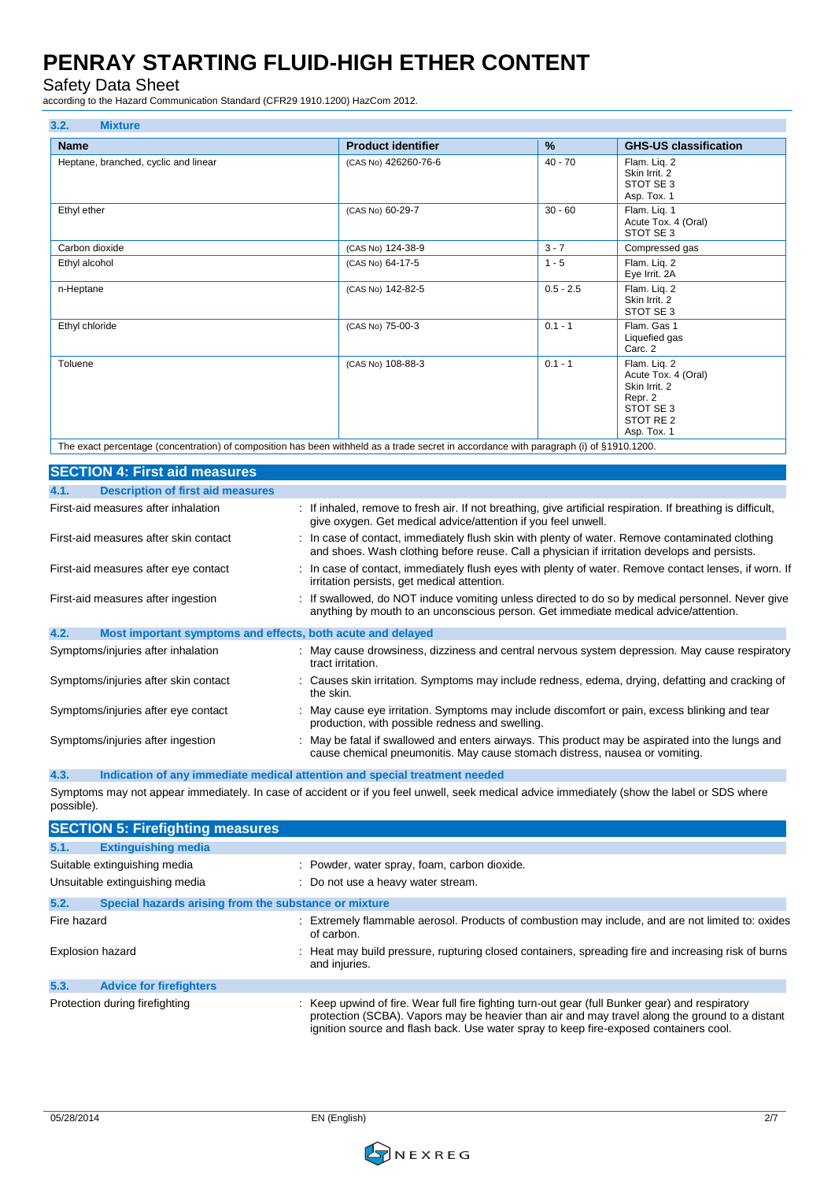### 3.2. Mixture

| Name | Product identifier | % | GHS-US classification |
|---|---|---|---|
| Heptane, branched, cyclic and linear | (CAS No) 426260-76-6 | 40 - 70 | Flam. Liq. 2<br>Skin Irrit. 2<br>STOT SE 3<br>Asp. Tox. 1 |
| Ethyl ether | (CAS No) 60-29-7 | 30 - 60 | Flam. Liq. 1<br>Acute Tox. 4 (Oral)<br>STOT SE 3 |
| Carbon dioxide | (CAS No) 124-38-9 | 3 - 7 | Compressed gas |
| Ethyl alcohol | (CAS No) 64-17-5 | 1 - 5 | Flam. Liq. 2<br>Eye Irrit. 2A |
| n-Heptane | (CAS No) 142-82-5 | 0.5 - 2.5 | Flam. Liq. 2<br>Skin Irrit. 2<br>STOT SE 3 |
| Ethyl chloride | (CAS No) 75-00-3 | 0.1 - 1 | Flam. Gas 1<br>Liquefied gas<br>Carc. 2 |
| Toluene | (CAS No) 108-88-3 | 0.1 - 1 | Flam. Liq. 2<br>Acute Tox. 4 (Oral)<br>Skin Irrit. 2<br>Repr. 2<br>STOT SE 3<br>STOT RE 2<br>Asp. Tox. 1 |

The exact percentage (concentration) of composition has been withheld as a trade secret in accordance with paragraph (i) of §1910.1200.

## SECTION 4: First aid measures

### 4.1. Description of first aid measures

First-aid measures after inhalation : If inhaled, remove to fresh air. If not breathing, give artificial respiration. If breathing is difficult, give oxygen. Get medical advice/attention if you feel unwell.

First-aid measures after skin contact : In case of contact, immediately flush skin with plenty of water. Remove contaminated clothing and shoes. Wash clothing before reuse. Call a physician if irritation develops and persists.

First-aid measures after eye contact : In case of contact, immediately flush eyes with plenty of water. Remove contact lenses, if worn. If irritation persists, get medical attention.

First-aid measures after ingestion : If swallowed, do NOT induce vomiting unless directed to do so by medical personnel. Never give anything by mouth to an unconscious person. Get immediate medical advice/attention.

### 4.2. Most important symptoms and effects, both acute and delayed

Symptoms/injuries after inhalation : May cause drowsiness, dizziness and central nervous system depression. May cause respiratory tract irritation.

Symptoms/injuries after skin contact : Causes skin irritation. Symptoms may include redness, edema, drying, defatting and cracking of the skin.

Symptoms/injuries after eye contact : May cause eye irritation. Symptoms may include discomfort or pain, excess blinking and tear production, with possible redness and swelling.

Symptoms/injuries after ingestion : May be fatal if swallowed and enters airways. This product may be aspirated into the lungs and cause chemical pneumonitis. May cause stomach distress, nausea or vomiting.

### 4.3. Indication of any immediate medical attention and special treatment needed

Symptoms may not appear immediately. In case of accident or if you feel unwell, seek medical advice immediately (show the label or SDS where possible).

## SECTION 5: Firefighting measures

### 5.1. Extinguishing media

Suitable extinguishing media : Powder, water spray, foam, carbon dioxide.

Unsuitable extinguishing media : Do not use a heavy water stream.

### 5.2. Special hazards arising from the substance or mixture

Fire hazard : Extremely flammable aerosol. Products of combustion may include, and are not limited to: oxides of carbon.

Explosion hazard : Heat may build pressure, rupturing closed containers, spreading fire and increasing risk of burns and injuries.

### 5.3. Advice for firefighters

Protection during firefighting : Keep upwind of fire. Wear full fire fighting turn-out gear (full Bunker gear) and respiratory protection (SCBA). Vapors may be heavier than air and may travel along the ground to a distant ignition source and flash back. Use water spray to keep fire-exposed containers cool.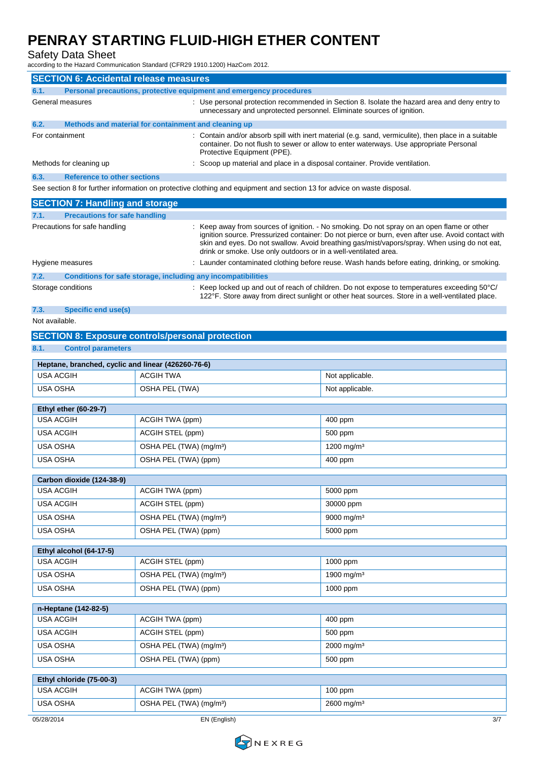## SECTION 6: Accidental release measures

### 6.1. Personal precautions, protective equipment and emergency procedures

General measures : Use personal protection recommended in Section 8. Isolate the hazard area and deny entry to unnecessary and unprotected personnel. Eliminate sources of ignition.

### 6.2. Methods and material for containment and cleaning up

For containment : Contain and/or absorb spill with inert material (e.g. sand, vermiculite), then place in a suitable container. Do not flush to sewer or allow to enter waterways. Use appropriate Personal Protective Equipment (PPE).

Methods for cleaning up : Scoop up material and place in a disposal container. Provide ventilation.

### 6.3. Reference to other sections

See section 8 for further information on protective clothing and equipment and section 13 for advice on waste disposal.

## SECTION 7: Handling and storage

### 7.1. Precautions for safe handling

Precautions for safe handling : Keep away from sources of ignition. - No smoking. Do not spray on an open flame or other ignition source. Pressurized container: Do not pierce or burn, even after use. Avoid contact with skin and eyes. Do not swallow. Avoid breathing gas/mist/vapors/spray. When using do not eat, drink or smoke. Use only outdoors or in a well-ventilated area.

Hygiene measures : Launder contaminated clothing before reuse. Wash hands before eating, drinking, or smoking.

### 7.2. Conditions for safe storage, including any incompatibilities

Storage conditions : Keep locked up and out of reach of children. Do not expose to temperatures exceeding 50°C/ 122°F. Store away from direct sunlight or other heat sources. Store in a well-ventilated place.

### 7.3. Specific end use(s)

Not available.

## SECTION 8: Exposure controls/personal protection

### 8.1. Control parameters

| Heptane, branched, cyclic and linear (426260-76-6) | | |
|---|---|---|
| USA ACGIH | ACGIH TWA | Not applicable. |
| USA OSHA | OSHA PEL (TWA) | Not applicable. |

| Ethyl ether (60-29-7) | | |
|---|---|---|
| USA ACGIH | ACGIH TWA (ppm) | 400 ppm |
| USA ACGIH | ACGIH STEL (ppm) | 500 ppm |
| USA OSHA | OSHA PEL (TWA) (mg/m³) | 1200 mg/m³ |
| USA OSHA | OSHA PEL (TWA) (ppm) | 400 ppm |

| Carbon dioxide (124-38-9) | | |
|---|---|---|
| USA ACGIH | ACGIH TWA (ppm) | 5000 ppm |
| USA ACGIH | ACGIH STEL (ppm) | 30000 ppm |
| USA OSHA | OSHA PEL (TWA) (mg/m³) | 9000 mg/m³ |
| USA OSHA | OSHA PEL (TWA) (ppm) | 5000 ppm |

| Ethyl alcohol (64-17-5) | | |
|---|---|---|
| USA ACGIH | ACGIH STEL (ppm) | 1000 ppm |
| USA OSHA | OSHA PEL (TWA) (mg/m³) | 1900 mg/m³ |
| USA OSHA | OSHA PEL (TWA) (ppm) | 1000 ppm |

| n-Heptane (142-82-5) | | |
|---|---|---|
| USA ACGIH | ACGIH TWA (ppm) | 400 ppm |
| USA ACGIH | ACGIH STEL (ppm) | 500 ppm |
| USA OSHA | OSHA PEL (TWA) (mg/m³) | 2000 mg/m³ |
| USA OSHA | OSHA PEL (TWA) (ppm) | 500 ppm |

| Ethyl chloride (75-00-3) | | |
|---|---|---|
| USA ACGIH | ACGIH TWA (ppm) | 100 ppm |
| USA OSHA | OSHA PEL (TWA) (mg/m³) | 2600 mg/m³ |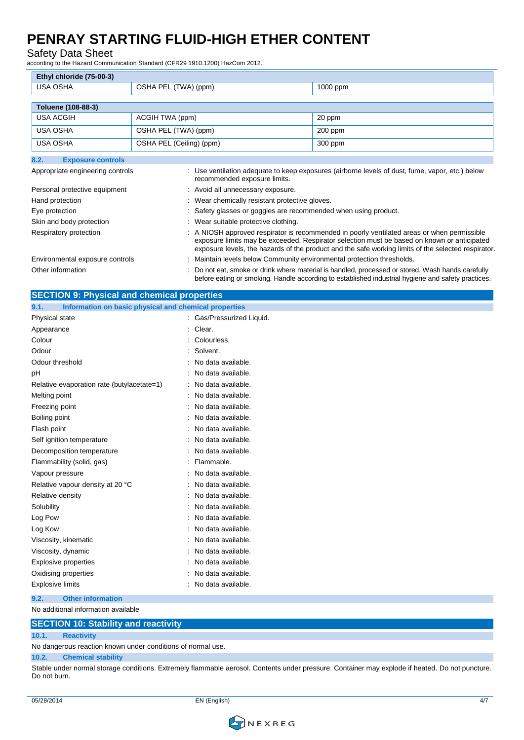| Ethyl chloride (75-00-3) | | |
|---|---|---|
| USA OSHA | OSHA PEL (TWA) (ppm) | 1000 ppm |

| Toluene (108-88-3) | | |
|---|---|---|
| USA ACGIH | ACGIH TWA (ppm) | 20 ppm |
| USA OSHA | OSHA PEL (TWA) (ppm) | 200 ppm |
| USA OSHA | OSHA PEL (Ceiling) (ppm) | 300 ppm |

### 8.2. Exposure controls

| | |
|---|---|
| Appropriate engineering controls | : Use ventilation adequate to keep exposures (airborne levels of dust, fume, vapor, etc.) below recommended exposure limits. |
| Personal protective equipment | : Avoid all unnecessary exposure. |
| Hand protection | : Wear chemically resistant protective gloves. |
| Eye protection | : Safety glasses or goggles are recommended when using product. |
| Skin and body protection | : Wear suitable protective clothing. |
| Respiratory protection | : A NIOSH approved respirator is recommended in poorly ventilated areas or when permissible exposure limits may be exceeded. Respirator selection must be based on known or anticipated exposure levels, the hazards of the product and the safe working limits of the selected respirator. |
| Environmental exposure controls | : Maintain levels below Community environmental protection thresholds. |
| Other information | : Do not eat, smoke or drink where material is handled, processed or stored. Wash hands carefully before eating or smoking. Handle according to established industrial hygiene and safety practices. |

## SECTION 9: Physical and chemical properties

### 9.1. Information on basic physical and chemical properties

| | |
|---|---|
| Physical state | : Gas/Pressurized Liquid. |
| Appearance | : Clear. |
| Colour | : Colourless. |
| Odour | : Solvent. |
| Odour threshold | : No data available. |
| pH | : No data available. |
| Relative evaporation rate (butylacetate=1) | : No data available. |
| Melting point | : No data available. |
| Freezing point | : No data available. |
| Boiling point | : No data available. |
| Flash point | : No data available. |
| Self ignition temperature | : No data available. |
| Decomposition temperature | : No data available. |
| Flammability (solid, gas) | : Flammable. |
| Vapour pressure | : No data available. |
| Relative vapour density at 20 °C | : No data available. |
| Relative density | : No data available. |
| Solubility | : No data available. |
| Log Pow | : No data available. |
| Log Kow | : No data available. |
| Viscosity, kinematic | : No data available. |
| Viscosity, dynamic | : No data available. |
| Explosive properties | : No data available. |
| Oxidising properties | : No data available. |
| Explosive limits | : No data available. |

### 9.2. Other information

No additional information available

## SECTION 10: Stability and reactivity

### 10.1. Reactivity

No dangerous reaction known under conditions of normal use.

### 10.2. Chemical stability

Stable under normal storage conditions. Extremely flammable aerosol. Contents under pressure. Container may explode if heated. Do not puncture. Do not burn.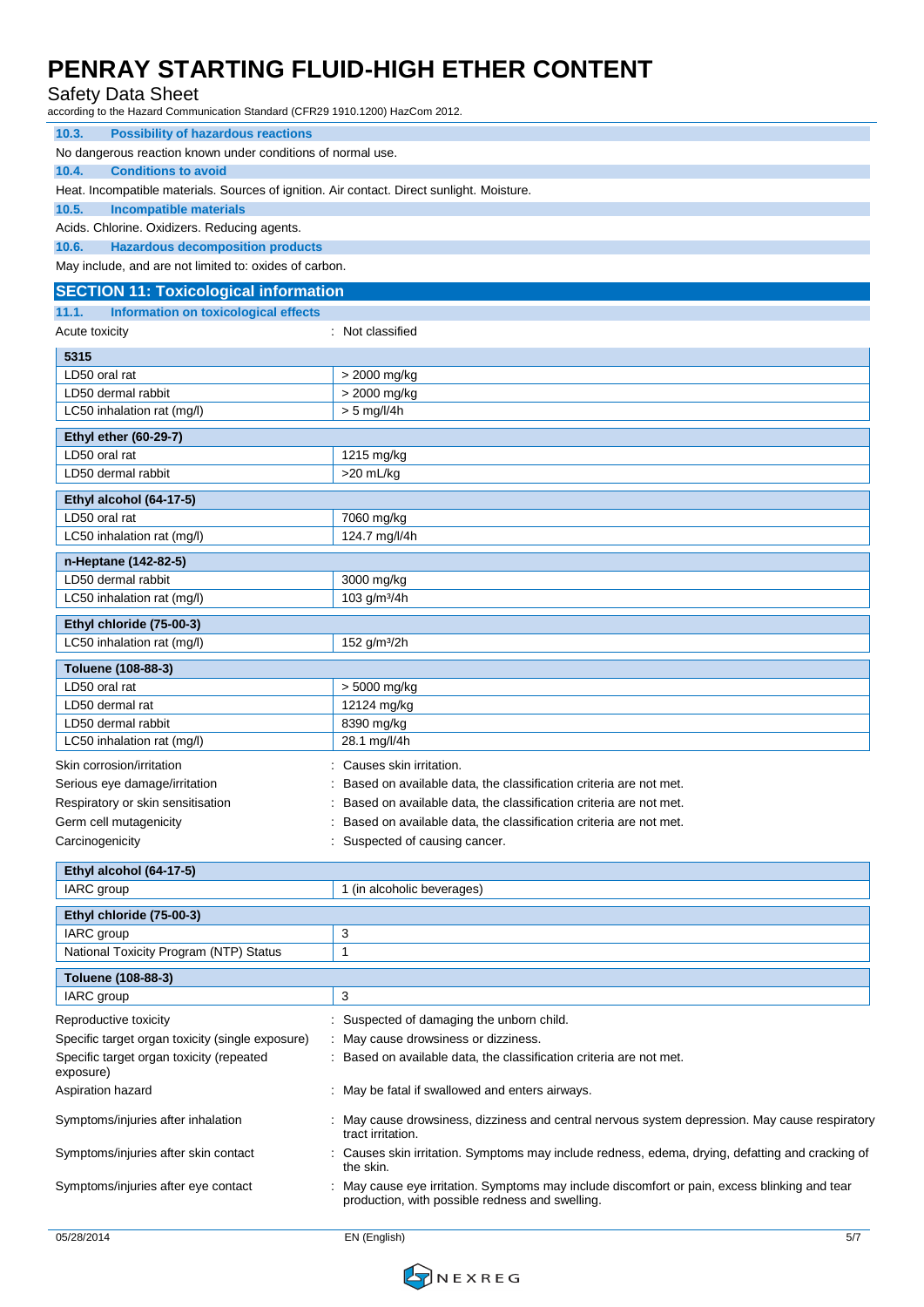### 10.3. Possibility of hazardous reactions

No dangerous reaction known under conditions of normal use.

### 10.4. Conditions to avoid

Heat. Incompatible materials. Sources of ignition. Air contact. Direct sunlight. Moisture.

### 10.5. Incompatible materials

Acids. Chlorine. Oxidizers. Reducing agents.

### 10.6. Hazardous decomposition products

May include, and are not limited to: oxides of carbon.

## SECTION 11: Toxicological information

### 11.1. Information on toxicological effects

Acute toxicity : Not classified

| 5315 | |
|---|---|
| LD50 oral rat | > 2000 mg/kg |
| LD50 dermal rabbit | > 2000 mg/kg |
| LC50 inhalation rat (mg/l) | > 5 mg/l/4h |

| Ethyl ether (60-29-7) | |
|---|---|
| LD50 oral rat | 1215 mg/kg |
| LD50 dermal rabbit | >20 mL/kg |

| Ethyl alcohol (64-17-5) | |
|---|---|
| LD50 oral rat | 7060 mg/kg |
| LC50 inhalation rat (mg/l) | 124.7 mg/l/4h |

| n-Heptane (142-82-5) | |
|---|---|
| LD50 dermal rabbit | 3000 mg/kg |
| LC50 inhalation rat (mg/l) | 103 g/m³/4h |

| Ethyl chloride (75-00-3) | |
|---|---|
| LC50 inhalation rat (mg/l) | 152 g/m³/2h |

| Toluene (108-88-3) | |
|---|---|
| LD50 oral rat | > 5000 mg/kg |
| LD50 dermal rat | 12124 mg/kg |
| LD50 dermal rabbit | 8390 mg/kg |
| LC50 inhalation rat (mg/l) | 28.1 mg/l/4h |

Skin corrosion/irritation : Causes skin irritation.

Serious eye damage/irritation : Based on available data, the classification criteria are not met.

Respiratory or skin sensitisation : Based on available data, the classification criteria are not met.

Germ cell mutagenicity : Based on available data, the classification criteria are not met.

Carcinogenicity : Suspected of causing cancer.

| Ethyl alcohol (64-17-5) | |
|---|---|
| IARC group | 1 (in alcoholic beverages) |

| Ethyl chloride (75-00-3) | |
|---|---|
| IARC group | 3 |
| National Toxicity Program (NTP) Status | 1 |

| Toluene (108-88-3) | |
|---|---|
| IARC group | 3 |

Reproductive toxicity : Suspected of damaging the unborn child.

Specific target organ toxicity (single exposure) : May cause drowsiness or dizziness.

Specific target organ toxicity (repeated exposure) : Based on available data, the classification criteria are not met.

Aspiration hazard : May be fatal if swallowed and enters airways.

Symptoms/injuries after inhalation : May cause drowsiness, dizziness and central nervous system depression. May cause respiratory tract irritation.

Symptoms/injuries after skin contact : Causes skin irritation. Symptoms may include redness, edema, drying, defatting and cracking of the skin.

Symptoms/injuries after eye contact : May cause eye irritation. Symptoms may include discomfort or pain, excess blinking and tear production, with possible redness and swelling.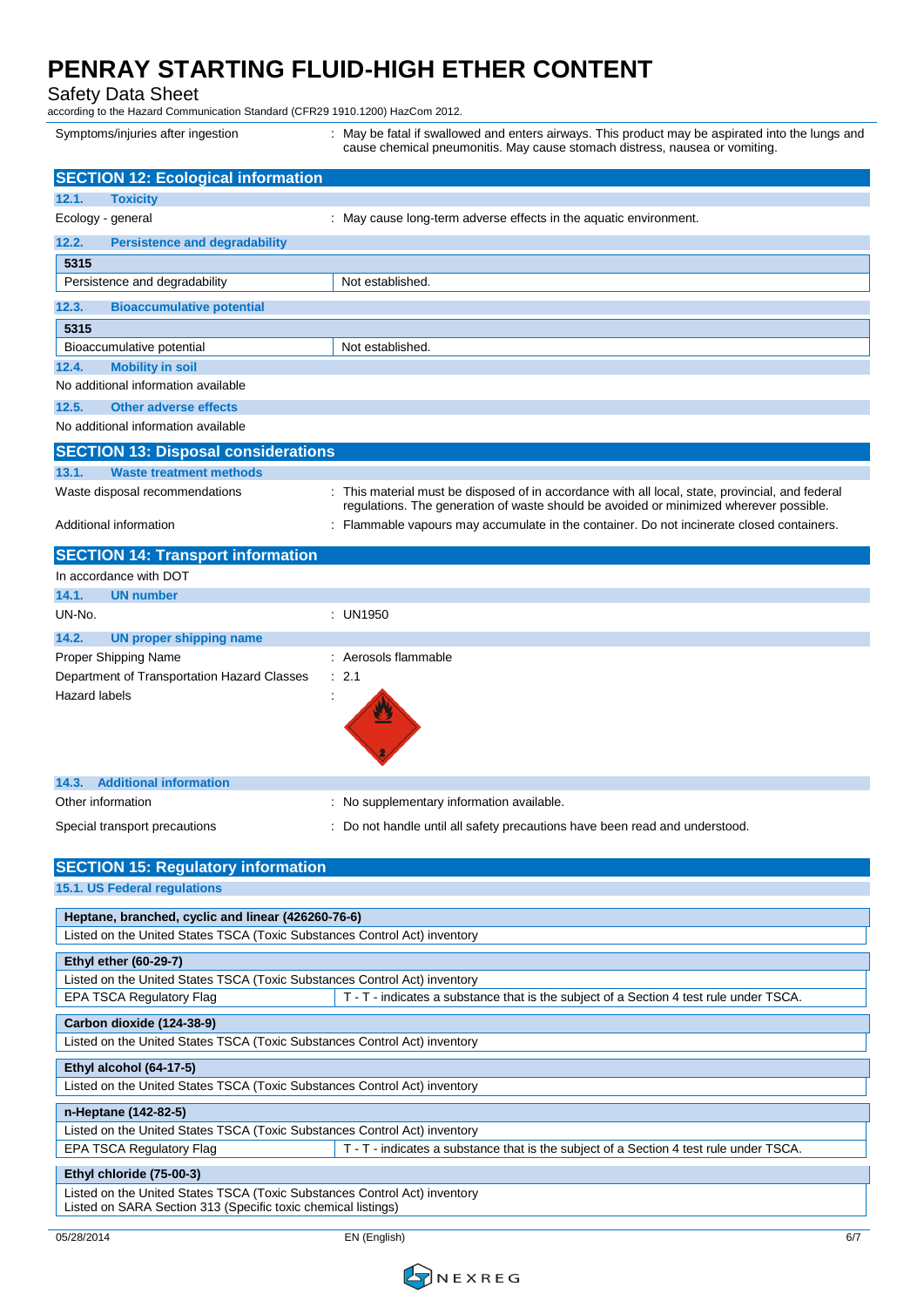| | |
|---|---|
| Symptoms/injuries after ingestion | : May be fatal if swallowed and enters airways. This product may be aspirated into the lungs and cause chemical pneumonitis. May cause stomach distress, nausea or vomiting. |

## SECTION 12: Ecological information

### 12.1. Toxicity

| | |
|---|---|
| Ecology - general | : May cause long-term adverse effects in the aquatic environment. |

### 12.2. Persistence and degradability

| 5315 | |
|---|---|
| Persistence and degradability | Not established. |

### 12.3. Bioaccumulative potential

| 5315 | |
|---|---|
| Bioaccumulative potential | Not established. |

### 12.4. Mobility in soil

No additional information available

### 12.5. Other adverse effects

No additional information available

## SECTION 13: Disposal considerations

### 13.1. Waste treatment methods

| | |
|---|---|
| Waste disposal recommendations | : This material must be disposed of in accordance with all local, state, provincial, and federal regulations. The generation of waste should be avoided or minimized wherever possible. |
| Additional information | : Flammable vapours may accumulate in the container. Do not incinerate closed containers. |

## SECTION 14: Transport information

In accordance with DOT

### 14.1. UN number

| | |
|---|---|
| UN-No. | : UN1950 |

### 14.2. UN proper shipping name

| | |
|---|---|
| Proper Shipping Name | : Aerosols flammable |
| Department of Transportation Hazard Classes | : 2.1 |
| Hazard labels | : |

### 14.3. Additional information

| | |
|---|---|
| Other information | : No supplementary information available. |
| Special transport precautions | : Do not handle until all safety precautions have been read and understood. |

## SECTION 15: Regulatory information

### 15.1. US Federal regulations

| Heptane, branched, cyclic and linear (426260-76-6) | |
|---|---|
| Listed on the United States TSCA (Toxic Substances Control Act) inventory | |

| Ethyl ether (60-29-7) | |
|---|---|
| Listed on the United States TSCA (Toxic Substances Control Act) inventory | |
| EPA TSCA Regulatory Flag | T - T - indicates a substance that is the subject of a Section 4 test rule under TSCA. |

| Carbon dioxide (124-38-9) | |
|---|---|
| Listed on the United States TSCA (Toxic Substances Control Act) inventory | |

| Ethyl alcohol (64-17-5) | |
|---|---|
| Listed on the United States TSCA (Toxic Substances Control Act) inventory | |

| n-Heptane (142-82-5) | |
|---|---|
| Listed on the United States TSCA (Toxic Substances Control Act) inventory | |
| EPA TSCA Regulatory Flag | T - T - indicates a substance that is the subject of a Section 4 test rule under TSCA. |

| Ethyl chloride (75-00-3) |
|---|
| Listed on the United States TSCA (Toxic Substances Control Act) inventory<br>Listed on SARA Section 313 (Specific toxic chemical listings) |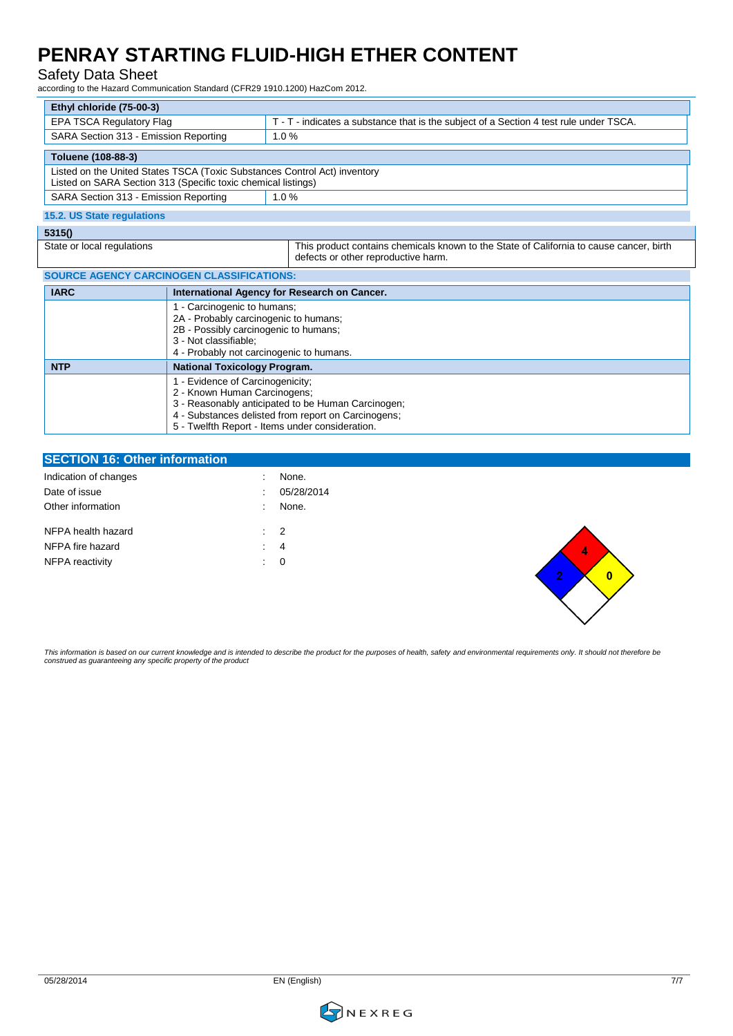| Ethyl chloride (75-00-3) | |
|---|---|
| EPA TSCA Regulatory Flag | T - T - indicates a substance that is the subject of a Section 4 test rule under TSCA. |
| SARA Section 313 - Emission Reporting | 1.0 % |

| Toluene (108-88-3) | |
|---|---|
| Listed on the United States TSCA (Toxic Substances Control Act) inventory<br>Listed on SARA Section 313 (Specific toxic chemical listings) | |
| SARA Section 313 - Emission Reporting | 1.0 % |

### 15.2. US State regulations

| 5315() | |
|---|---|
| State or local regulations | This product contains chemicals known to the State of California to cause cancer, birth defects or other reproductive harm. |

**SOURCE AGENCY CARCINOGEN CLASSIFICATIONS:**

| IARC | International Agency for Research on Cancer. |
|---|---|
| | 1 - Carcinogenic to humans;<br>2A - Probably carcinogenic to humans;<br>2B - Possibly carcinogenic to humans;<br>3 - Not classifiable;<br>4 - Probably not carcinogenic to humans. |
| **NTP** | **National Toxicology Program.** |
| | 1 - Evidence of Carcinogenicity;<br>2 - Known Human Carcinogens;<br>3 - Reasonably anticipated to be Human Carcinogen;<br>4 - Substances delisted from report on Carcinogens;<br>5 - Twelfth Report - Items under consideration. |

## SECTION 16: Other information

| | | |
|---|---|---|
| Indication of changes | : | None. |
| Date of issue | : | 05/28/2014 |
| Other information | : | None. |
| NFPA health hazard | : | 2 |
| NFPA fire hazard | : | 4 |
| NFPA reactivity | : | 0 |

4
2
0

*This information is based on our current knowledge and is intended to describe the product for the purposes of health, safety and environmental requirements only. It should not therefore be construed as guaranteeing any specific property of the product*